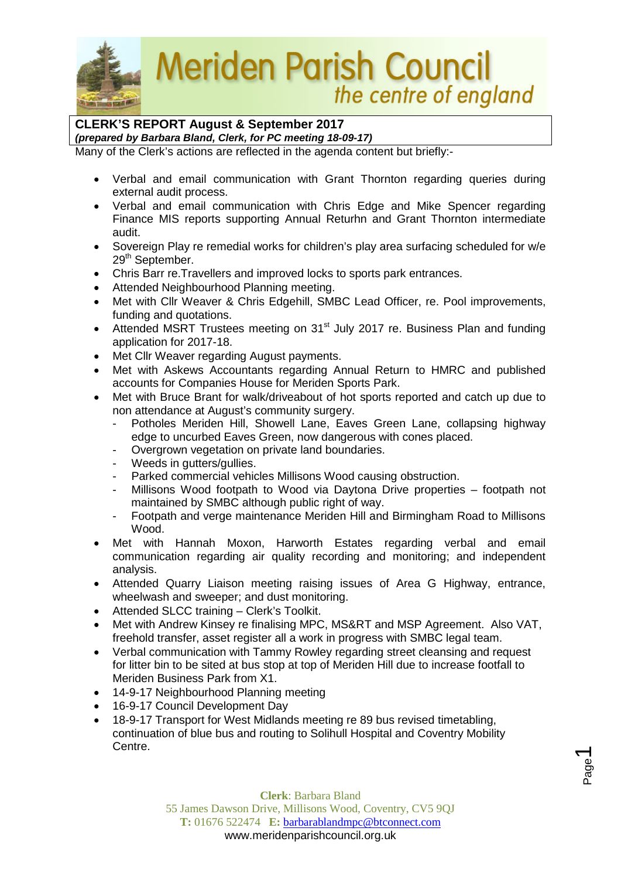# Meriden Parish Council

*the centre of england*

**CLERK'S REPORT August & September 2017**

***(prepared by Barbara Bland, Clerk, for PC meeting 18-09-17)***

Many of the Clerk's actions are reflected in the agenda content but briefly:-

- Verbal and email communication with Grant Thornton regarding queries during external audit process.
- Verbal and email communication with Chris Edge and Mike Spencer regarding Finance MIS reports supporting Annual Returhn and Grant Thornton intermediate audit.
- Sovereign Play re remedial works for children's play area surfacing scheduled for w/e 29th September.
- Chris Barr re.Travellers and improved locks to sports park entrances.
- Attended Neighbourhood Planning meeting.
- Met with Cllr Weaver & Chris Edgehill, SMBC Lead Officer, re. Pool improvements, funding and quotations.
- Attended MSRT Trustees meeting on 31st July 2017 re. Business Plan and funding application for 2017-18.
- Met Cllr Weaver regarding August payments.
- Met with Askews Accountants regarding Annual Return to HMRC and published accounts for Companies House for Meriden Sports Park.
- Met with Bruce Brant for walk/driveabout of hot sports reported and catch up due to non attendance at August's community surgery.
  - Potholes Meriden Hill, Showell Lane, Eaves Green Lane, collapsing highway edge to uncurbed Eaves Green, now dangerous with cones placed.
  - Overgrown vegetation on private land boundaries.
  - Weeds in gutters/gullies.
  - Parked commercial vehicles Millisons Wood causing obstruction.
  - Millisons Wood footpath to Wood via Daytona Drive properties – footpath not maintained by SMBC although public right of way.
  - Footpath and verge maintenance Meriden Hill and Birmingham Road to Millisons Wood.
- Met with Hannah Moxon, Harworth Estates regarding verbal and email communication regarding air quality recording and monitoring; and independent analysis.
- Attended Quarry Liaison meeting raising issues of Area G Highway, entrance, wheelwash and sweeper; and dust monitoring.
- Attended SLCC training – Clerk's Toolkit.
- Met with Andrew Kinsey re finalising MPC, MS&RT and MSP Agreement. Also VAT, freehold transfer, asset register all a work in progress with SMBC legal team.
- Verbal communication with Tammy Rowley regarding street cleansing and request for litter bin to be sited at bus stop at top of Meriden Hill due to increase footfall to Meriden Business Park from X1.
- 14-9-17 Neighbourhood Planning meeting
- 16-9-17 Council Development Day
- 18-9-17 Transport for West Midlands meeting re 89 bus revised timetabling, continuation of blue bus and routing to Solihull Hospital and Coventry Mobility Centre.

**Clerk**: Barbara Bland
55 James Dawson Drive, Millisons Wood, Coventry, CV5 9QJ
**T:** 01676 522474 **E:** barbarablandmpc@btconnect.com
www.meridenparishcouncil.org.uk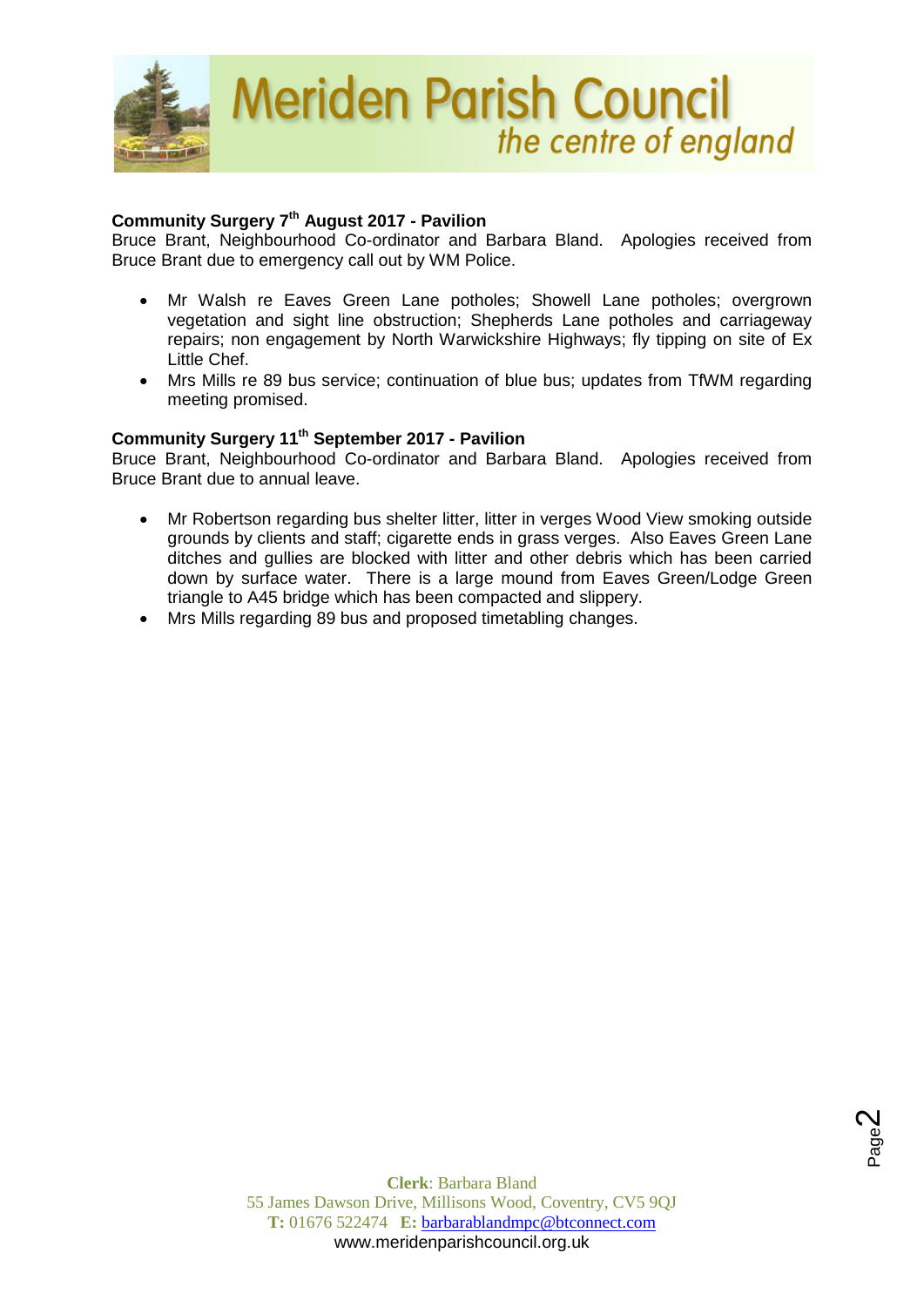**Community Surgery 7th August 2017 - Pavilion**
Bruce Brant, Neighbourhood Co-ordinator and Barbara Bland. Apologies received from Bruce Brant due to emergency call out by WM Police.

- Mr Walsh re Eaves Green Lane potholes; Showell Lane potholes; overgrown vegetation and sight line obstruction; Shepherds Lane potholes and carriageway repairs; non engagement by North Warwickshire Highways; fly tipping on site of Ex Little Chef.
- Mrs Mills re 89 bus service; continuation of blue bus; updates from TfWM regarding meeting promised.

**Community Surgery 11th September 2017 - Pavilion**
Bruce Brant, Neighbourhood Co-ordinator and Barbara Bland. Apologies received from Bruce Brant due to annual leave.

- Mr Robertson regarding bus shelter litter, litter in verges Wood View smoking outside grounds by clients and staff; cigarette ends in grass verges. Also Eaves Green Lane ditches and gullies are blocked with litter and other debris which has been carried down by surface water. There is a large mound from Eaves Green/Lodge Green triangle to A45 bridge which has been compacted and slippery.
- Mrs Mills regarding 89 bus and proposed timetabling changes.